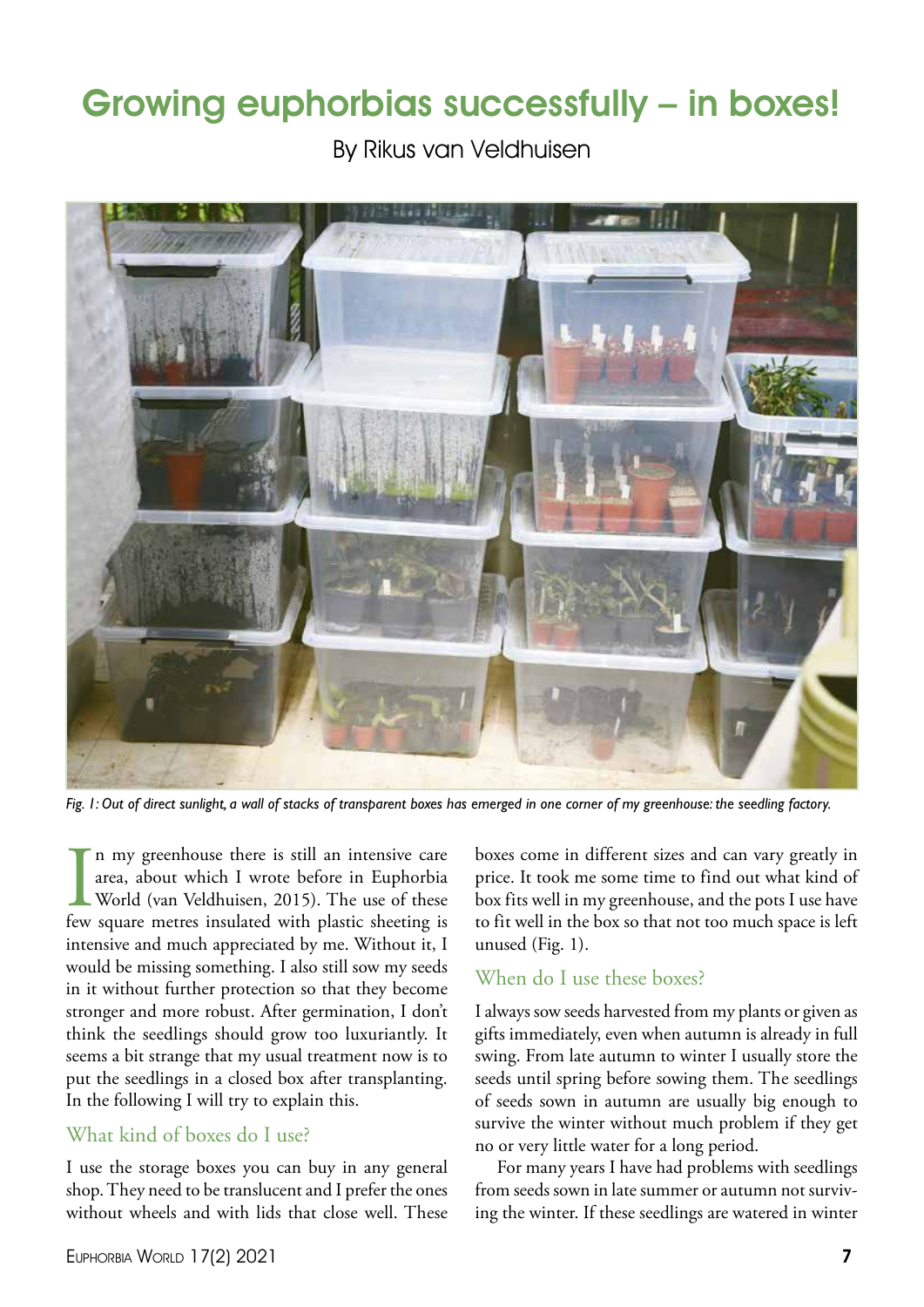# Growing euphorbias successfully – in boxes!

By Rikus van Veldhuisen

*Fig. 1: Out of direct sunlight, a wall of stacks of transparent boxes has emerged in one corner of my greenhouse: the seedling factory.*

In my greenhouse there is still an intensive care area, about which I wrote before in Euphorbia World (van Veldhuisen, 2015). The use of these few square metres insulated with plastic sheeting is intensive and much appreciated by me. Without it, I would be missing something. I also still sow my seeds in it without further protection so that they become stronger and more robust. After germination, I don't think the seedlings should grow too luxuriantly. It seems a bit strange that my usual treatment now is to put the seedlings in a closed box after transplanting. In the following I will try to explain this.

## What kind of boxes do I use?

I use the storage boxes you can buy in any general shop. They need to be translucent and I prefer the ones without wheels and with lids that close well. These boxes come in different sizes and can vary greatly in price. It took me some time to find out what kind of box fits well in my greenhouse, and the pots I use have to fit well in the box so that not too much space is left unused (Fig. 1).

## When do I use these boxes?

I always sow seeds harvested from my plants or given as gifts immediately, even when autumn is already in full swing. From late autumn to winter I usually store the seeds until spring before sowing them. The seedlings of seeds sown in autumn are usually big enough to survive the winter without much problem if they get no or very little water for a long period.

For many years I have had problems with seedlings from seeds sown in late summer or autumn not surviving the winter. If these seedlings are watered in winter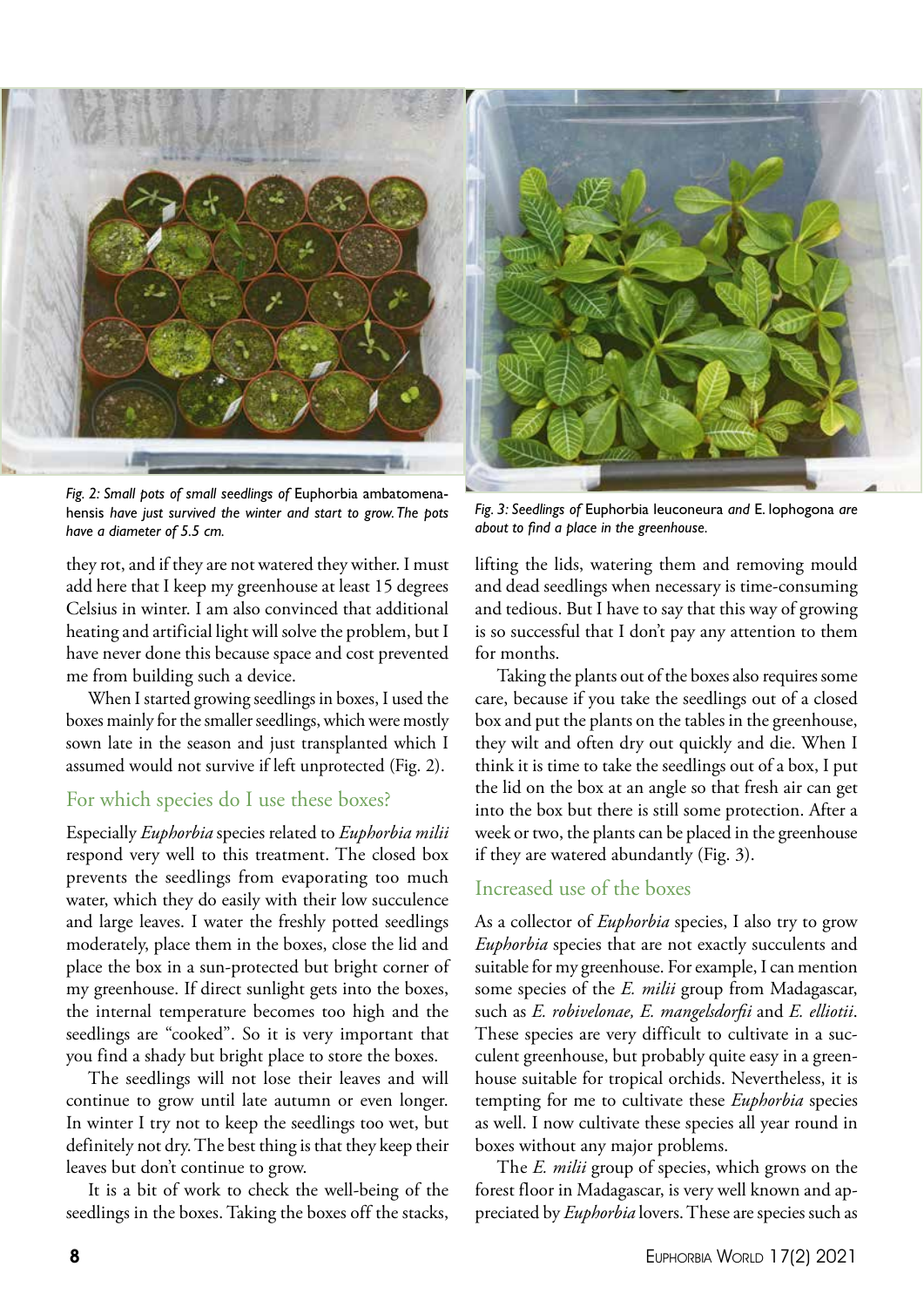*Fig. 2: Small pots of small seedlings of* Euphorbia ambatomenahensis *have just survived the winter and start to grow. The pots have a diameter of 5.5 cm.*

*Fig. 3: Seedlings of* Euphorbia leuconeura *and* E. lophogona *are about to find a place in the greenhouse.*

they rot, and if they are not watered they wither. I must add here that I keep my greenhouse at least 15 degrees Celsius in winter. I am also convinced that additional heating and artificial light will solve the problem, but I have never done this because space and cost prevented me from building such a device.

When I started growing seedlings in boxes, I used the boxes mainly for the smaller seedlings, which were mostly sown late in the season and just transplanted which I assumed would not survive if left unprotected (Fig. 2).

## For which species do I use these boxes?

Especially *Euphorbia* species related to *Euphorbia milii* respond very well to this treatment. The closed box prevents the seedlings from evaporating too much water, which they do easily with their low succulence and large leaves. I water the freshly potted seedlings moderately, place them in the boxes, close the lid and place the box in a sun-protected but bright corner of my greenhouse. If direct sunlight gets into the boxes, the internal temperature becomes too high and the seedlings are "cooked". So it is very important that you find a shady but bright place to store the boxes.

The seedlings will not lose their leaves and will continue to grow until late autumn or even longer. In winter I try not to keep the seedlings too wet, but definitely not dry. The best thing is that they keep their leaves but don't continue to grow.

It is a bit of work to check the well-being of the seedlings in the boxes. Taking the boxes off the stacks, lifting the lids, watering them and removing mould and dead seedlings when necessary is time-consuming and tedious. But I have to say that this way of growing is so successful that I don't pay any attention to them for months.

Taking the plants out of the boxes also requires some care, because if you take the seedlings out of a closed box and put the plants on the tables in the greenhouse, they wilt and often dry out quickly and die. When I think it is time to take the seedlings out of a box, I put the lid on the box at an angle so that fresh air can get into the box but there is still some protection. After a week or two, the plants can be placed in the greenhouse if they are watered abundantly (Fig. 3).

## Increased use of the boxes

As a collector of *Euphorbia* species, I also try to grow *Euphorbia* species that are not exactly succulents and suitable for my greenhouse. For example, I can mention some species of the *E. milii* group from Madagascar, such as *E. robivelonae, E. mangelsdorfii* and *E. elliotii*. These species are very difficult to cultivate in a succulent greenhouse, but probably quite easy in a greenhouse suitable for tropical orchids. Nevertheless, it is tempting for me to cultivate these *Euphorbia* species as well. I now cultivate these species all year round in boxes without any major problems.

The *E. milii* group of species, which grows on the forest floor in Madagascar, is very well known and appreciated by *Euphorbia* lovers. These are species such as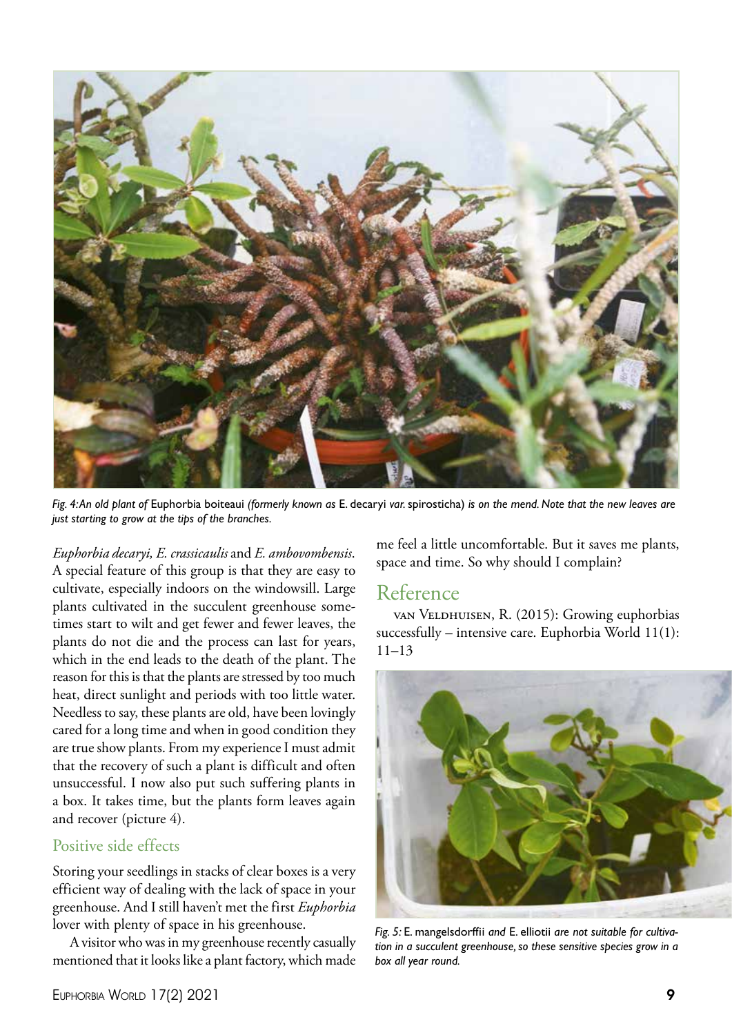*Fig. 4: An old plant of* Euphorbia boiteaui *(formerly known as* E. decaryi *var.* spirosticha*) is on the mend. Note that the new leaves are just starting to grow at the tips of the branches.*

*Euphorbia decaryi, E. crassicaulis* and *E. ambovombensis*. A special feature of this group is that they are easy to cultivate, especially indoors on the windowsill. Large plants cultivated in the succulent greenhouse sometimes start to wilt and get fewer and fewer leaves, the plants do not die and the process can last for years, which in the end leads to the death of the plant. The reason for this is that the plants are stressed by too much heat, direct sunlight and periods with too little water. Needless to say, these plants are old, have been lovingly cared for a long time and when in good condition they are true show plants. From my experience I must admit that the recovery of such a plant is difficult and often unsuccessful. I now also put such suffering plants in a box. It takes time, but the plants form leaves again and recover (picture 4).

## Positive side effects

Storing your seedlings in stacks of clear boxes is a very efficient way of dealing with the lack of space in your greenhouse. And I still haven't met the first *Euphorbia* lover with plenty of space in his greenhouse.

A visitor who was in my greenhouse recently casually mentioned that it looks like a plant factory, which made me feel a little uncomfortable. But it saves me plants, space and time. So why should I complain?

## Reference

van Veldhuisen, R. (2015): Growing euphorbias successfully – intensive care. Euphorbia World 11(1): 11–13

*Fig. 5:* E. mangelsdorffii *and* E. elliotii *are not suitable for cultivation in a succulent greenhouse, so these sensitive species grow in a box all year round.*